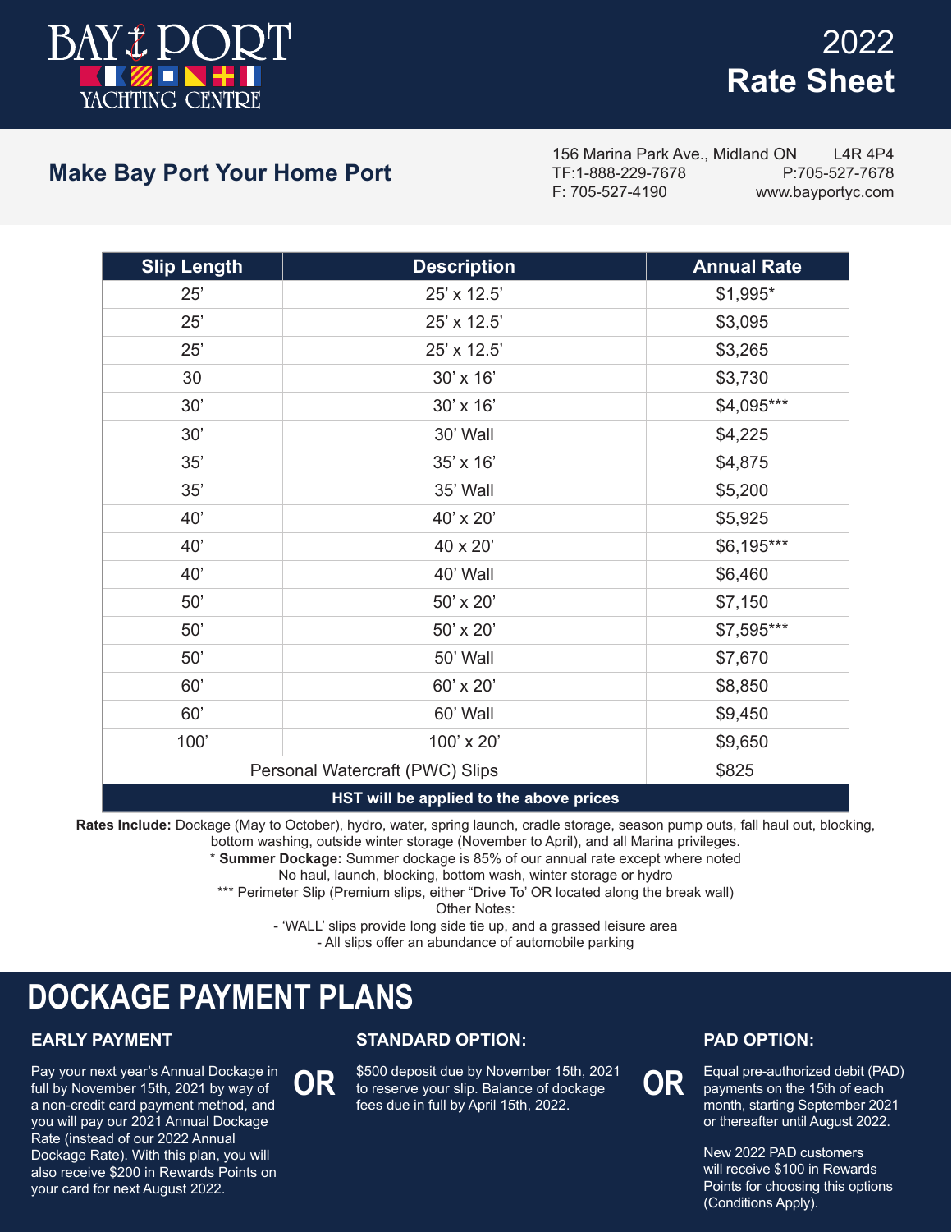# BAY PORT YACHTING CENTRE

# 2022 Rate Sheet

## Make Bay Port Your Home Port

156 Marina Park Ave., Midland ON L4R 4P4
TF:1-888-229-7678 P:705-527-7678
F: 705-527-4190 www.bayportyc.com

| Slip Length | Description | Annual Rate |
|---|---|---|
| 25' | 25' x 12.5' | $1,995* |
| 25' | 25' x 12.5' | $3,095 |
| 25' | 25' x 12.5' | $3,265 |
| 30 | 30' x 16' | $3,730 |
| 30' | 30' x 16' | $4,095*** |
| 30' | 30' Wall | $4,225 |
| 35' | 35' x 16' | $4,875 |
| 35' | 35' Wall | $5,200 |
| 40' | 40' x 20' | $5,925 |
| 40' | 40 x 20' | $6,195*** |
| 40' | 40' Wall | $6,460 |
| 50' | 50' x 20' | $7,150 |
| 50' | 50' x 20' | $7,595*** |
| 50' | 50' Wall | $7,670 |
| 60' | 60' x 20' | $8,850 |
| 60' | 60' Wall | $9,450 |
| 100' | 100' x 20' | $9,650 |
| Personal Watercraft (PWC) Slips | | $825 |
| **HST will be applied to the above prices** | | |

**Rates Include:** Dockage (May to October), hydro, water, spring launch, cradle storage, season pump outs, fall haul out, blocking, bottom washing, outside winter storage (November to April), and all Marina privileges.

\* **Summer Dockage:** Summer dockage is 85% of our annual rate except where noted
No haul, launch, blocking, bottom wash, winter storage or hydro

*** Perimeter Slip (Premium slips, either "Drive To' OR located along the break wall)

Other Notes:

- 'WALL' slips provide long side tie up, and a grassed leisure area
- All slips offer an abundance of automobile parking

## DOCKAGE PAYMENT PLANS

### EARLY PAYMENT

Pay your next year's Annual Dockage in full by November 15th, 2021 by way of a non-credit card payment method, and you will pay our 2021 Annual Dockage Rate (instead of our 2022 Annual Dockage Rate). With this plan, you will also receive $200 in Rewards Points on your card for next August 2022.

**OR**

### STANDARD OPTION:

$500 deposit due by November 15th, 2021 to reserve your slip. Balance of dockage fees due in full by April 15th, 2022.

**OR**

### PAD OPTION:

Equal pre-authorized debit (PAD) payments on the 15th of each month, starting September 2021 or thereafter until August 2022.

New 2022 PAD customers will receive $100 in Rewards Points for choosing this options (Conditions Apply).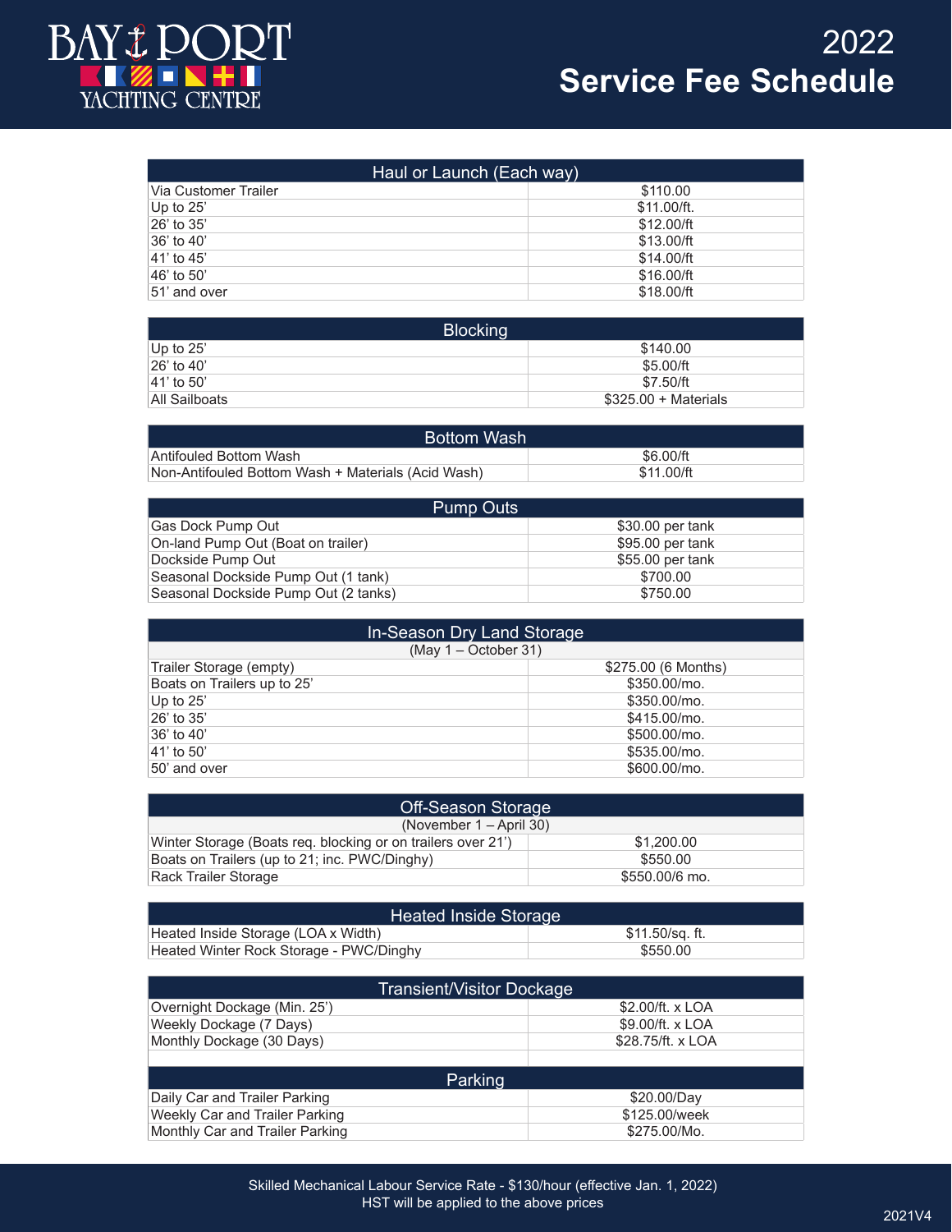# BAY PORT YACHTING CENTRE

# 2022 Service Fee Schedule

| Haul or Launch (Each way) | |
|---|---|
| Via Customer Trailer | $110.00 |
| Up to 25’ | $11.00/ft. |
| 26’ to 35’ | $12.00/ft |
| 36’ to 40’ | $13.00/ft |
| 41’ to 45’ | $14.00/ft |
| 46’ to 50’ | $16.00/ft |
| 51’ and over | $18.00/ft |

| Blocking | |
|---|---|
| Up to 25’ | $140.00 |
| 26’ to 40’ | $5.00/ft |
| 41’ to 50’ | $7.50/ft |
| All Sailboats | $325.00 + Materials |

| Bottom Wash | |
|---|---|
| Antifouled Bottom Wash | $6.00/ft |
| Non-Antifouled Bottom Wash + Materials (Acid Wash) | $11.00/ft |

| Pump Outs | |
|---|---|
| Gas Dock Pump Out | $30.00 per tank |
| On-land Pump Out (Boat on trailer) | $95.00 per tank |
| Dockside Pump Out | $55.00 per tank |
| Seasonal Dockside Pump Out (1 tank) | $700.00 |
| Seasonal Dockside Pump Out (2 tanks) | $750.00 |

| In-Season Dry Land Storage (May 1 – October 31) | |
|---|---|
| Trailer Storage (empty) | $275.00 (6 Months) |
| Boats on Trailers up to 25’ | $350.00/mo. |
| Up to 25’ | $350.00/mo. |
| 26’ to 35’ | $415.00/mo. |
| 36’ to 40’ | $500.00/mo. |
| 41’ to 50’ | $535.00/mo. |
| 50’ and over | $600.00/mo. |

| Off-Season Storage (November 1 – April 30) | |
|---|---|
| Winter Storage (Boats req. blocking or on trailers over 21’) | $1,200.00 |
| Boats on Trailers (up to 21; inc. PWC/Dinghy) | $550.00 |
| Rack Trailer Storage | $550.00/6 mo. |

| Heated Inside Storage | |
|---|---|
| Heated Inside Storage (LOA x Width) | $11.50/sq. ft. |
| Heated Winter Rock Storage - PWC/Dinghy | $550.00 |

| Transient/Visitor Dockage | |
|---|---|
| Overnight Dockage (Min. 25’) | $2.00/ft. x LOA |
| Weekly Dockage (7 Days) | $9.00/ft. x LOA |
| Monthly Dockage (30 Days) | $28.75/ft. x LOA |

| Parking | |
|---|---|
| Daily Car and Trailer Parking | $20.00/Day |
| Weekly Car and Trailer Parking | $125.00/week |
| Monthly Car and Trailer Parking | $275.00/Mo. |

Skilled Mechanical Labour Service Rate - $130/hour (effective Jan. 1, 2022)
HST will be applied to the above prices

2021V4